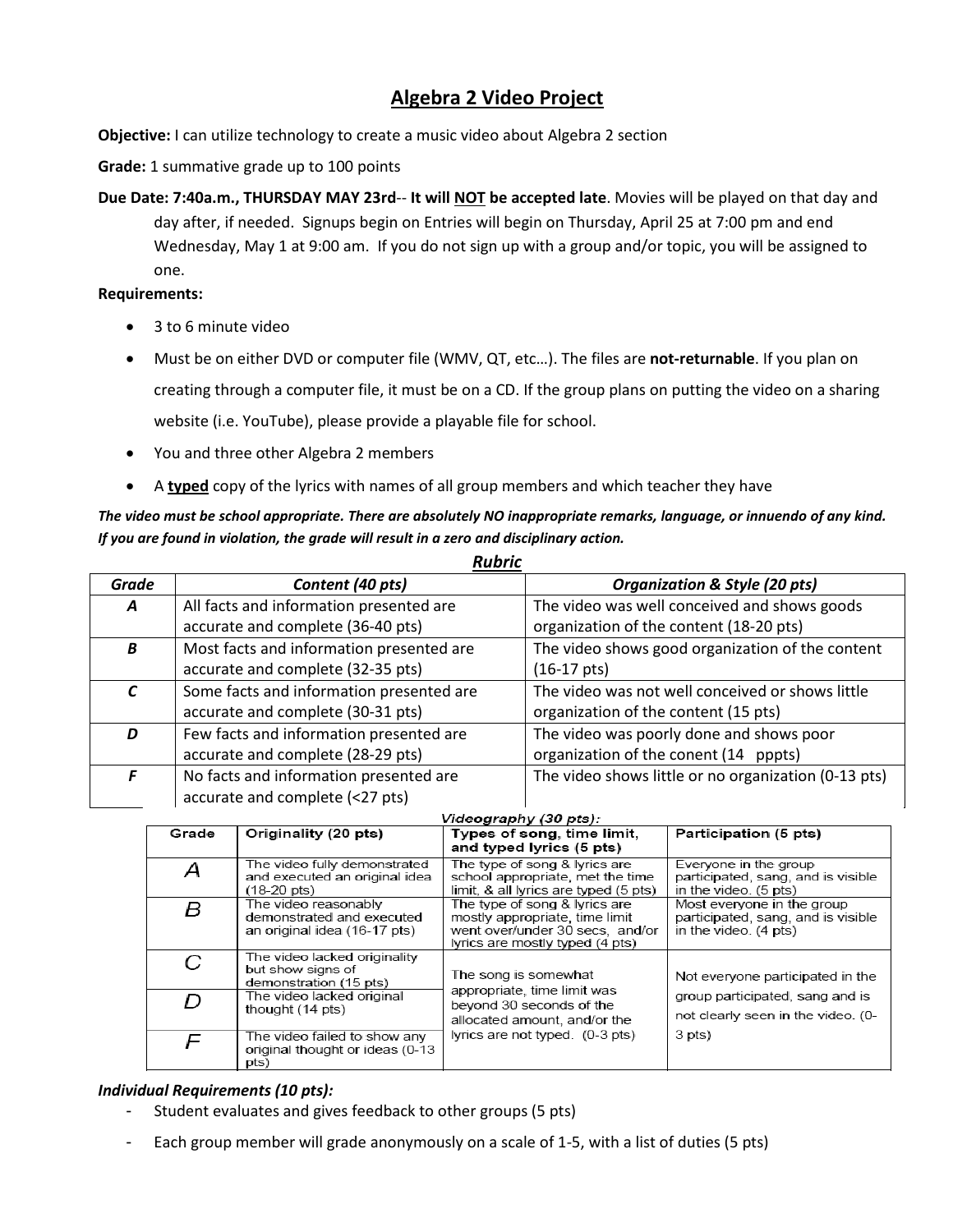# Algebra 2 Video Project

**Objective:** I can utilize technology to create a music video about Algebra 2 section

**Grade:** 1 summative grade up to 100 points

**Due Date: 7:40a.m., THURSDAY MAY 23rd**-- **It will NOT be accepted late**. Movies will be played on that day and day after, if needed. Signups begin on Entries will begin on Thursday, April 25 at 7:00 pm and end Wednesday, May 1 at 9:00 am. If you do not sign up with a group and/or topic, you will be assigned to one.

**Requirements:**

- 3 to 6 minute video
- Must be on either DVD or computer file (WMV, QT, etc…). The files are **not-returnable**. If you plan on creating through a computer file, it must be on a CD. If the group plans on putting the video on a sharing website (i.e. YouTube), please provide a playable file for school.
- You and three other Algebra 2 members
- A **typed** copy of the lyrics with names of all group members and which teacher they have

***The video must be school appropriate. There are absolutely NO inappropriate remarks, language, or innuendo of any kind. If you are found in violation, the grade will result in a zero and disciplinary action.***

***Rubric***

| *Grade* | *Content (40 pts)* | *Organization & Style (20 pts)* |
|---|---|---|
| ***A*** | All facts and information presented are accurate and complete (36-40 pts) | The video was well conceived and shows goods organization of the content (18-20 pts) |
| ***B*** | Most facts and information presented are accurate and complete (32-35 pts) | The video shows good organization of the content (16-17 pts) |
| ***C*** | Some facts and information presented are accurate and complete (30-31 pts) | The video was not well conceived or shows little organization of the content (15 pts) |
| ***D*** | Few facts and information presented are accurate and complete (28-29 pts) | The video was poorly done and shows poor organization of the conent (14 pppts) |
| ***F*** | No facts and information presented are accurate and complete (<27 pts) | The video shows little or no organization (0-13 pts) |

***Videography (30 pts):***

| Grade | Originality (20 pts) | Types of song, time limit, and typed lyrics (5 pts) | Participation (5 pts) |
|---|---|---|---|
| A | The video fully demonstrated and executed an original idea (18-20 pts) | The type of song & lyrics are school appropriate, met the time limit, & all lyrics are typed (5 pts) | Everyone in the group participated, sang, and is visible in the video. (5 pts) |
| B | The video reasonably demonstrated and executed an original idea (16-17 pts) | The type of song & lyrics are mostly appropriate, time limit went over/under 30 secs, and/or lyrics are mostly typed (4 pts) | Most everyone in the group participated, sang, and is visible in the video. (4 pts) |
| C | The video lacked originality but show signs of demonstration (15 pts) | The song is somewhat appropriate, time limit was beyond 30 seconds of the allocated amount, and/or the lyrics are not typed. (0-3 pts) | Not everyone participated in the group participated, sang and is not clearly seen in the video. (0-3 pts) |
| D | The video lacked original thought (14 pts) | | |
| F | The video failed to show any original thought or ideas (0-13 pts) | | |

***Individual Requirements (10 pts):***

- Student evaluates and gives feedback to other groups (5 pts)
- Each group member will grade anonymously on a scale of 1-5, with a list of duties (5 pts)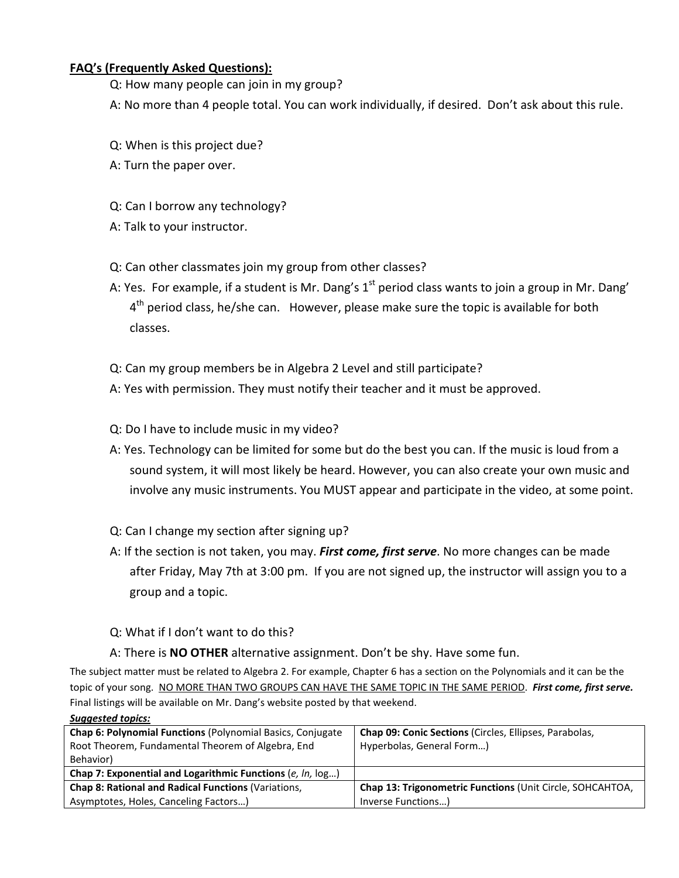**FAQ's (Frequently Asked Questions):**

Q: How many people can join in my group?

A: No more than 4 people total. You can work individually, if desired. Don't ask about this rule.

Q: When is this project due?

A: Turn the paper over.

Q: Can I borrow any technology?

A: Talk to your instructor.

Q: Can other classmates join my group from other classes?

A: Yes. For example, if a student is Mr. Dang's 1st period class wants to join a group in Mr. Dang' 4th period class, he/she can. However, please make sure the topic is available for both classes.

Q: Can my group members be in Algebra 2 Level and still participate?

A: Yes with permission. They must notify their teacher and it must be approved.

Q: Do I have to include music in my video?

A: Yes. Technology can be limited for some but do the best you can. If the music is loud from a sound system, it will most likely be heard. However, you can also create your own music and involve any music instruments. You MUST appear and participate in the video, at some point.

Q: Can I change my section after signing up?

A: If the section is not taken, you may. ***First come, first serve***. No more changes can be made after Friday, May 7th at 3:00 pm. If you are not signed up, the instructor will assign you to a group and a topic.

Q: What if I don't want to do this?

A: There is **NO OTHER** alternative assignment. Don't be shy. Have some fun.

The subject matter must be related to Algebra 2. For example, Chapter 6 has a section on the Polynomials and it can be the topic of your song. <u>NO MORE THAN TWO GROUPS CAN HAVE THE SAME TOPIC IN THE SAME PERIOD</u>. ***First come, first serve.*** Final listings will be available on Mr. Dang's website posted by that weekend.

***<u>Suggested topics:</u>***

| | |
|---|---|
| **Chap 6: Polynomial Functions** (Polynomial Basics, Conjugate Root Theorem, Fundamental Theorem of Algebra, End Behavior) | **Chap 09: Conic Sections** (Circles, Ellipses, Parabolas, Hyperbolas, General Form…) |
| **Chap 7: Exponential and Logarithmic Functions** (*e, ln,* log…) | |
| **Chap 8: Rational and Radical Functions** (Variations, Asymptotes, Holes, Canceling Factors…) | **Chap 13: Trigonometric Functions** (Unit Circle, SOHCAHTOA, Inverse Functions…) |